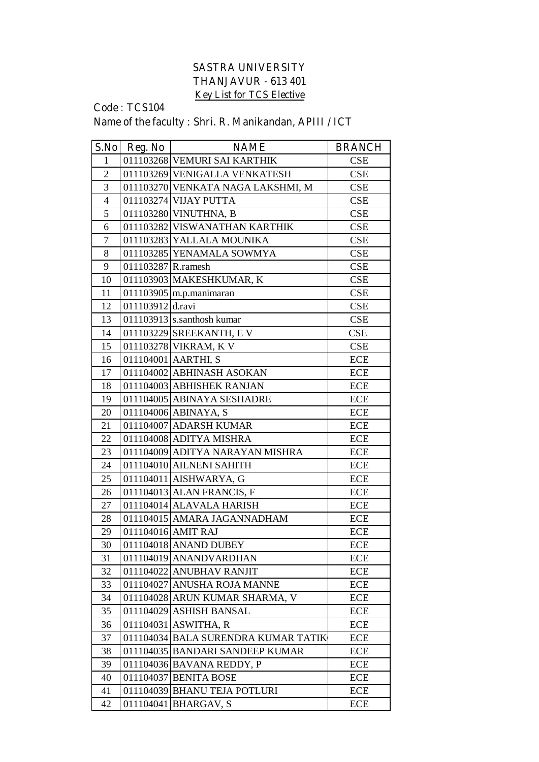# SASTRA UNIVERSITY
## THANJAVUR - 613 401
### Key List for TCS Elective

Code : TCS104

Name of the faculty : Shri. R. Manikandan, APIII / ICT

| S.No | Reg. No | NAME | BRANCH |
|---|---|---|---|
| 1 | 011103268 | VEMURI SAI KARTHIK | CSE |
| 2 | 011103269 | VENIGALLA VENKATESH | CSE |
| 3 | 011103270 | VENKATA NAGA LAKSHMI, M | CSE |
| 4 | 011103274 | VIJAY PUTTA | CSE |
| 5 | 011103280 | VINUTHNA, B | CSE |
| 6 | 011103282 | VISWANATHAN KARTHIK | CSE |
| 7 | 011103283 | YALLALA MOUNIKA | CSE |
| 8 | 011103285 | YENAMALA SOWMYA | CSE |
| 9 | 011103287 | R.ramesh | CSE |
| 10 | 011103903 | MAKESHKUMAR, K | CSE |
| 11 | 011103905 | m.p.manimaran | CSE |
| 12 | 011103912 | d.ravi | CSE |
| 13 | 011103913 | s.santhosh kumar | CSE |
| 14 | 011103229 | SREEKANTH, E V | CSE |
| 15 | 011103278 | VIKRAM, K V | CSE |
| 16 | 011104001 | AARTHI, S | ECE |
| 17 | 011104002 | ABHINASH ASOKAN | ECE |
| 18 | 011104003 | ABHISHEK RANJAN | ECE |
| 19 | 011104005 | ABINAYA SESHADRE | ECE |
| 20 | 011104006 | ABINAYA, S | ECE |
| 21 | 011104007 | ADARSH KUMAR | ECE |
| 22 | 011104008 | ADITYA MISHRA | ECE |
| 23 | 011104009 | ADITYA NARAYAN MISHRA | ECE |
| 24 | 011104010 | AILNENI SAHITH | ECE |
| 25 | 011104011 | AISHWARYA, G | ECE |
| 26 | 011104013 | ALAN FRANCIS, F | ECE |
| 27 | 011104014 | ALAVALA HARISH | ECE |
| 28 | 011104015 | AMARA JAGANNADHAM | ECE |
| 29 | 011104016 | AMIT RAJ | ECE |
| 30 | 011104018 | ANAND DUBEY | ECE |
| 31 | 011104019 | ANANDVARDHAN | ECE |
| 32 | 011104022 | ANUBHAV RANJIT | ECE |
| 33 | 011104027 | ANUSHA ROJA MANNE | ECE |
| 34 | 011104028 | ARUN KUMAR SHARMA, V | ECE |
| 35 | 011104029 | ASHISH BANSAL | ECE |
| 36 | 011104031 | ASWITHA, R | ECE |
| 37 | 011104034 | BALA SURENDRA KUMAR TATIK | ECE |
| 38 | 011104035 | BANDARI SANDEEP KUMAR | ECE |
| 39 | 011104036 | BAVANA REDDY, P | ECE |
| 40 | 011104037 | BENITA BOSE | ECE |
| 41 | 011104039 | BHANU TEJA POTLURI | ECE |
| 42 | 011104041 | BHARGAV, S | ECE |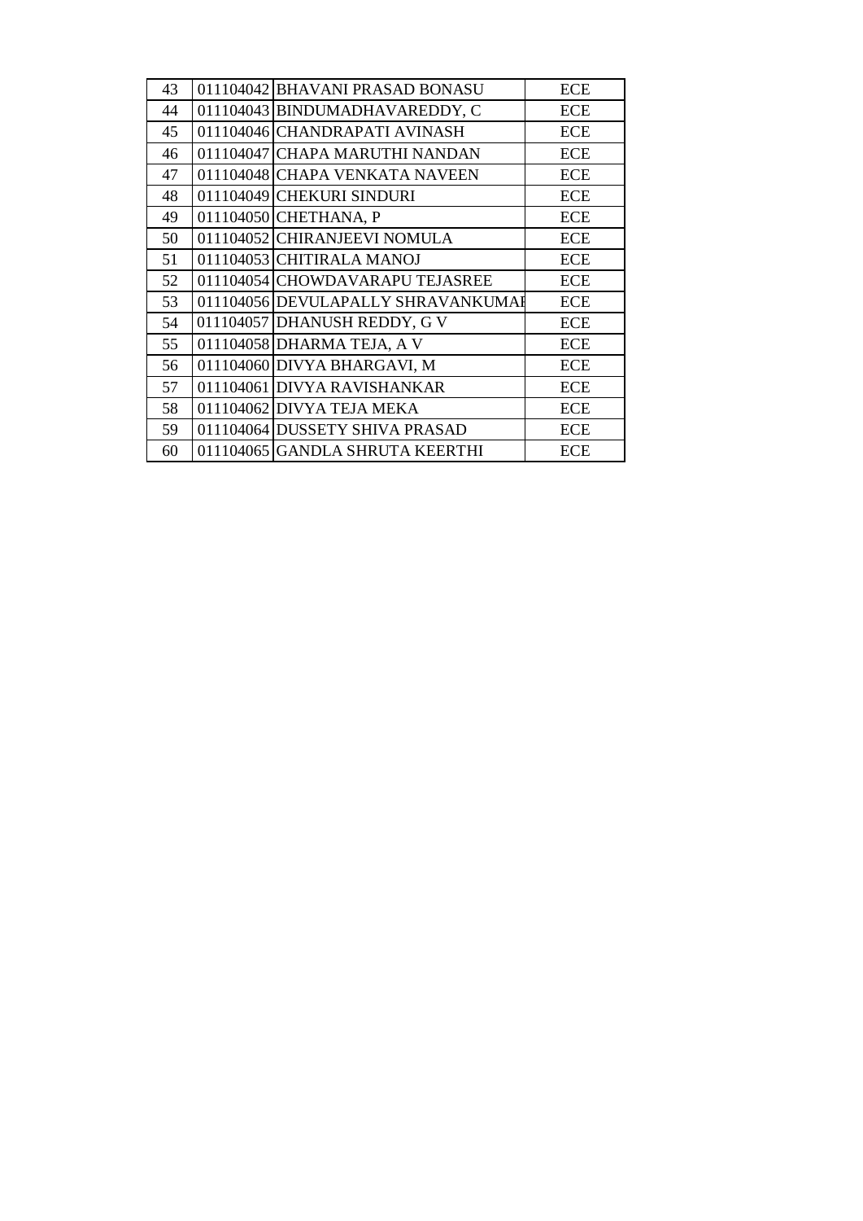| | | | |
|---|---|---|---|
| 43 | 011104042 | BHAVANI PRASAD BONASU | ECE |
| 44 | 011104043 | BINDUMADHAVAREDDY, C | ECE |
| 45 | 011104046 | CHANDRAPATI AVINASH | ECE |
| 46 | 011104047 | CHAPA MARUTHI NANDAN | ECE |
| 47 | 011104048 | CHAPA VENKATA NAVEEN | ECE |
| 48 | 011104049 | CHEKURI SINDURI | ECE |
| 49 | 011104050 | CHETHANA, P | ECE |
| 50 | 011104052 | CHIRANJEEVI NOMULA | ECE |
| 51 | 011104053 | CHITIRALA MANOJ | ECE |
| 52 | 011104054 | CHOWDAVARAPU TEJASREE | ECE |
| 53 | 011104056 | DEVULAPALLY SHRAVANKUMAI | ECE |
| 54 | 011104057 | DHANUSH REDDY, G V | ECE |
| 55 | 011104058 | DHARMA TEJA, A V | ECE |
| 56 | 011104060 | DIVYA BHARGAVI, M | ECE |
| 57 | 011104061 | DIVYA RAVISHANKAR | ECE |
| 58 | 011104062 | DIVYA TEJA MEKA | ECE |
| 59 | 011104064 | DUSSETY SHIVA PRASAD | ECE |
| 60 | 011104065 | GANDLA SHRUTA KEERTHI | ECE |